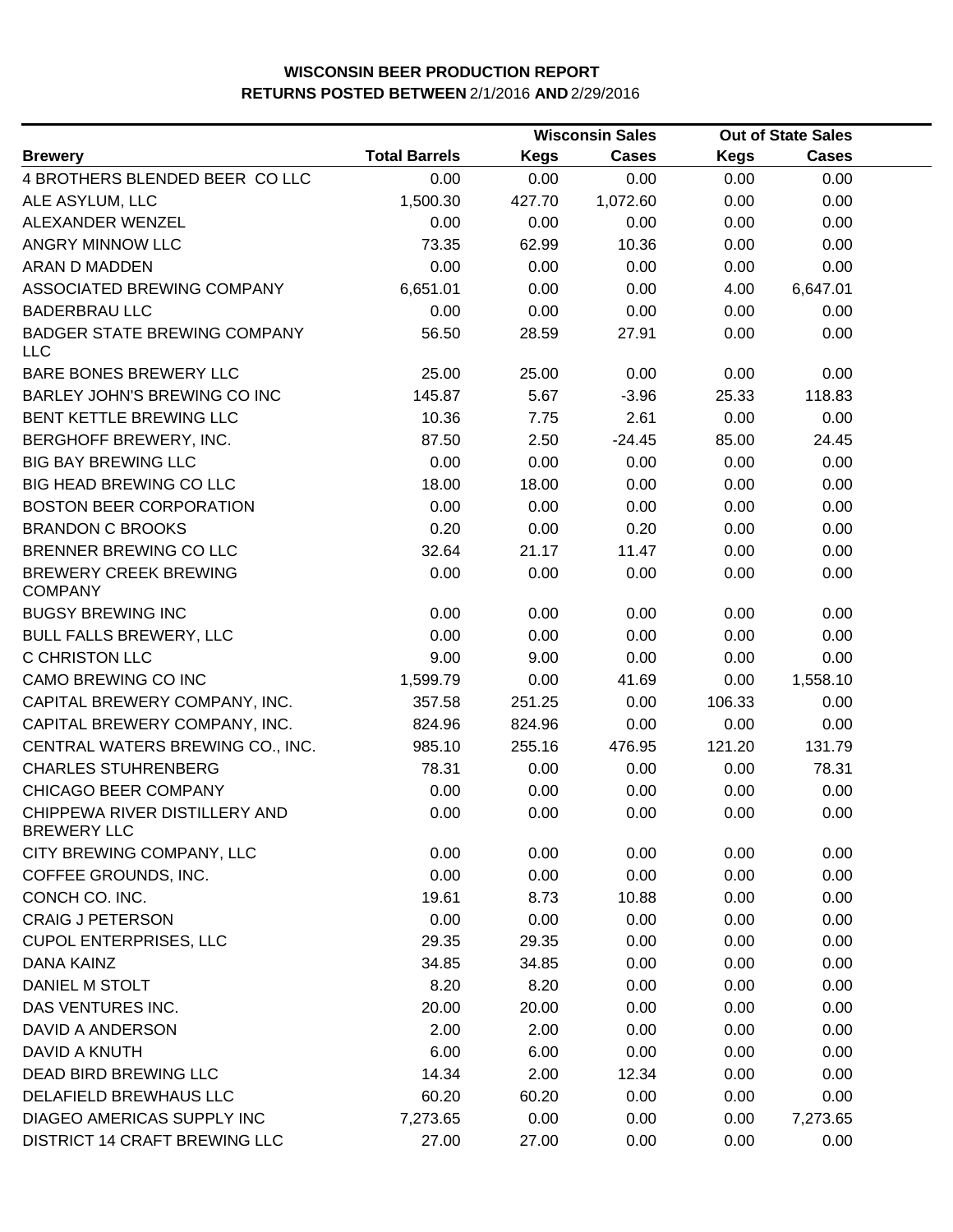# WISCONSIN BEER PRODUCTION REPORT

**RETURNS POSTED BETWEEN** 2/1/2016 **AND** 2/29/2016

| | | Wisconsin Sales | | Out of State Sales | |
|---|---|---|---|---|---|
| **Brewery** | **Total Barrels** | **Kegs** | **Cases** | **Kegs** | **Cases** |
| 4 BROTHERS BLENDED BEER CO LLC | 0.00 | 0.00 | 0.00 | 0.00 | 0.00 |
| ALE ASYLUM, LLC | 1,500.30 | 427.70 | 1,072.60 | 0.00 | 0.00 |
| ALEXANDER WENZEL | 0.00 | 0.00 | 0.00 | 0.00 | 0.00 |
| ANGRY MINNOW LLC | 73.35 | 62.99 | 10.36 | 0.00 | 0.00 |
| ARAN D MADDEN | 0.00 | 0.00 | 0.00 | 0.00 | 0.00 |
| ASSOCIATED BREWING COMPANY | 6,651.01 | 0.00 | 0.00 | 4.00 | 6,647.01 |
| BADERBRAU LLC | 0.00 | 0.00 | 0.00 | 0.00 | 0.00 |
| BADGER STATE BREWING COMPANY LLC | 56.50 | 28.59 | 27.91 | 0.00 | 0.00 |
| BARE BONES BREWERY LLC | 25.00 | 25.00 | 0.00 | 0.00 | 0.00 |
| BARLEY JOHN'S BREWING CO INC | 145.87 | 5.67 | -3.96 | 25.33 | 118.83 |
| BENT KETTLE BREWING LLC | 10.36 | 7.75 | 2.61 | 0.00 | 0.00 |
| BERGHOFF BREWERY, INC. | 87.50 | 2.50 | -24.45 | 85.00 | 24.45 |
| BIG BAY BREWING LLC | 0.00 | 0.00 | 0.00 | 0.00 | 0.00 |
| BIG HEAD BREWING CO LLC | 18.00 | 18.00 | 0.00 | 0.00 | 0.00 |
| BOSTON BEER CORPORATION | 0.00 | 0.00 | 0.00 | 0.00 | 0.00 |
| BRANDON C BROOKS | 0.20 | 0.00 | 0.20 | 0.00 | 0.00 |
| BRENNER BREWING CO LLC | 32.64 | 21.17 | 11.47 | 0.00 | 0.00 |
| BREWERY CREEK BREWING COMPANY | 0.00 | 0.00 | 0.00 | 0.00 | 0.00 |
| BUGSY BREWING INC | 0.00 | 0.00 | 0.00 | 0.00 | 0.00 |
| BULL FALLS BREWERY, LLC | 0.00 | 0.00 | 0.00 | 0.00 | 0.00 |
| C CHRISTON LLC | 9.00 | 9.00 | 0.00 | 0.00 | 0.00 |
| CAMO BREWING CO INC | 1,599.79 | 0.00 | 41.69 | 0.00 | 1,558.10 |
| CAPITAL BREWERY COMPANY, INC. | 357.58 | 251.25 | 0.00 | 106.33 | 0.00 |
| CAPITAL BREWERY COMPANY, INC. | 824.96 | 824.96 | 0.00 | 0.00 | 0.00 |
| CENTRAL WATERS BREWING CO., INC. | 985.10 | 255.16 | 476.95 | 121.20 | 131.79 |
| CHARLES STUHRENBERG | 78.31 | 0.00 | 0.00 | 0.00 | 78.31 |
| CHICAGO BEER COMPANY | 0.00 | 0.00 | 0.00 | 0.00 | 0.00 |
| CHIPPEWA RIVER DISTILLERY AND BREWERY LLC | 0.00 | 0.00 | 0.00 | 0.00 | 0.00 |
| CITY BREWING COMPANY, LLC | 0.00 | 0.00 | 0.00 | 0.00 | 0.00 |
| COFFEE GROUNDS, INC. | 0.00 | 0.00 | 0.00 | 0.00 | 0.00 |
| CONCH CO. INC. | 19.61 | 8.73 | 10.88 | 0.00 | 0.00 |
| CRAIG J PETERSON | 0.00 | 0.00 | 0.00 | 0.00 | 0.00 |
| CUPOL ENTERPRISES, LLC | 29.35 | 29.35 | 0.00 | 0.00 | 0.00 |
| DANA KAINZ | 34.85 | 34.85 | 0.00 | 0.00 | 0.00 |
| DANIEL M STOLT | 8.20 | 8.20 | 0.00 | 0.00 | 0.00 |
| DAS VENTURES INC. | 20.00 | 20.00 | 0.00 | 0.00 | 0.00 |
| DAVID A ANDERSON | 2.00 | 2.00 | 0.00 | 0.00 | 0.00 |
| DAVID A KNUTH | 6.00 | 6.00 | 0.00 | 0.00 | 0.00 |
| DEAD BIRD BREWING LLC | 14.34 | 2.00 | 12.34 | 0.00 | 0.00 |
| DELAFIELD BREWHAUS LLC | 60.20 | 60.20 | 0.00 | 0.00 | 0.00 |
| DIAGEO AMERICAS SUPPLY INC | 7,273.65 | 0.00 | 0.00 | 0.00 | 7,273.65 |
| DISTRICT 14 CRAFT BREWING LLC | 27.00 | 27.00 | 0.00 | 0.00 | 0.00 |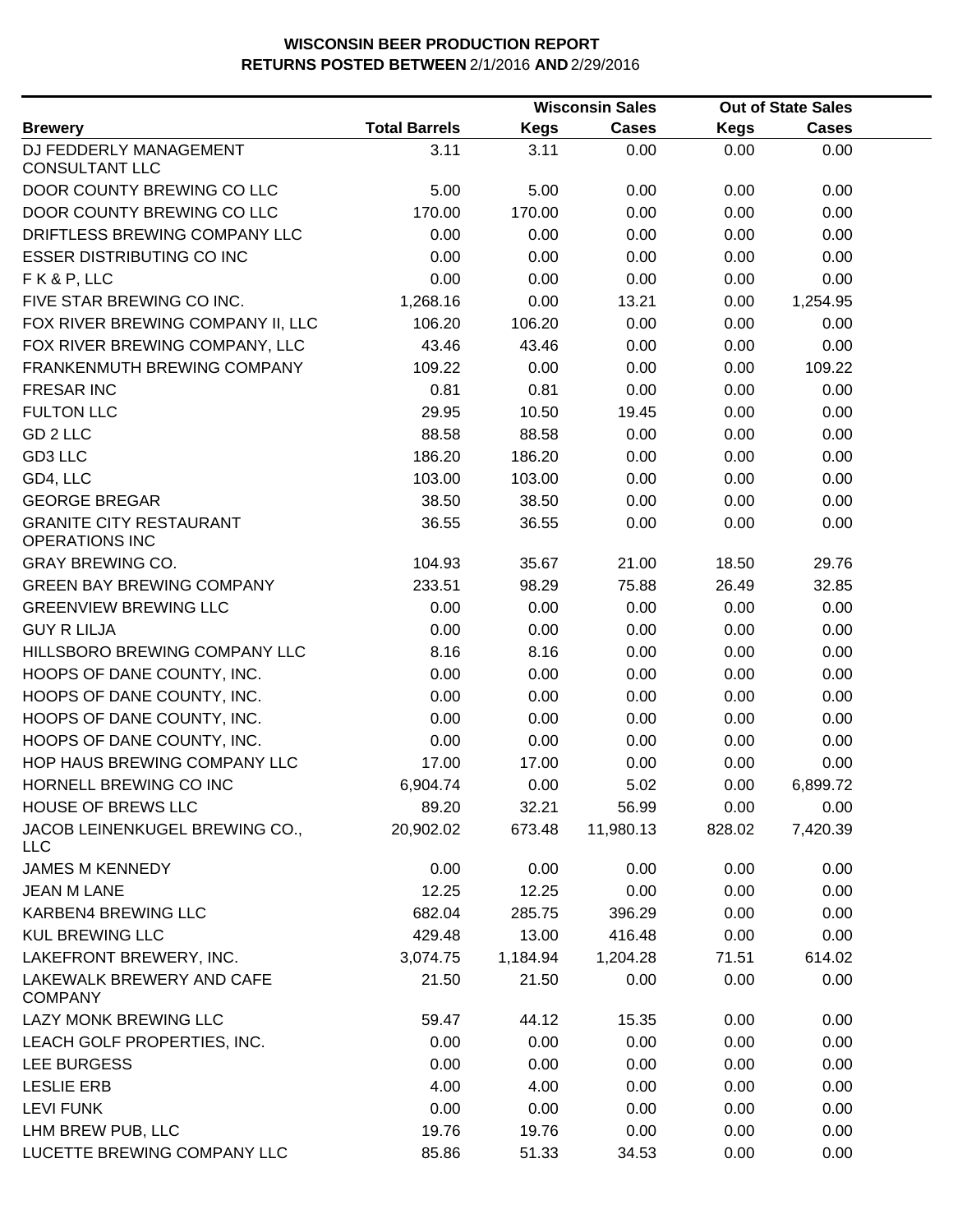# WISCONSIN BEER PRODUCTION REPORT
## RETURNS POSTED BETWEEN 2/1/2016 AND 2/29/2016

| Brewery | Total Barrels | Wisconsin Sales | | Out of State Sales | |
|---|---|---|---|---|---|
| | | Kegs | Cases | Kegs | Cases |
| DJ FEDDERLY MANAGEMENT CONSULTANT LLC | 3.11 | 3.11 | 0.00 | 0.00 | 0.00 |
| DOOR COUNTY BREWING CO LLC | 5.00 | 5.00 | 0.00 | 0.00 | 0.00 |
| DOOR COUNTY BREWING CO LLC | 170.00 | 170.00 | 0.00 | 0.00 | 0.00 |
| DRIFTLESS BREWING COMPANY LLC | 0.00 | 0.00 | 0.00 | 0.00 | 0.00 |
| ESSER DISTRIBUTING CO INC | 0.00 | 0.00 | 0.00 | 0.00 | 0.00 |
| F K & P, LLC | 0.00 | 0.00 | 0.00 | 0.00 | 0.00 |
| FIVE STAR BREWING CO INC. | 1,268.16 | 0.00 | 13.21 | 0.00 | 1,254.95 |
| FOX RIVER BREWING COMPANY II, LLC | 106.20 | 106.20 | 0.00 | 0.00 | 0.00 |
| FOX RIVER BREWING COMPANY, LLC | 43.46 | 43.46 | 0.00 | 0.00 | 0.00 |
| FRANKENMUTH BREWING COMPANY | 109.22 | 0.00 | 0.00 | 0.00 | 109.22 |
| FRESAR INC | 0.81 | 0.81 | 0.00 | 0.00 | 0.00 |
| FULTON LLC | 29.95 | 10.50 | 19.45 | 0.00 | 0.00 |
| GD 2 LLC | 88.58 | 88.58 | 0.00 | 0.00 | 0.00 |
| GD3 LLC | 186.20 | 186.20 | 0.00 | 0.00 | 0.00 |
| GD4, LLC | 103.00 | 103.00 | 0.00 | 0.00 | 0.00 |
| GEORGE BREGAR | 38.50 | 38.50 | 0.00 | 0.00 | 0.00 |
| GRANITE CITY RESTAURANT OPERATIONS INC | 36.55 | 36.55 | 0.00 | 0.00 | 0.00 |
| GRAY BREWING CO. | 104.93 | 35.67 | 21.00 | 18.50 | 29.76 |
| GREEN BAY BREWING COMPANY | 233.51 | 98.29 | 75.88 | 26.49 | 32.85 |
| GREENVIEW BREWING LLC | 0.00 | 0.00 | 0.00 | 0.00 | 0.00 |
| GUY R LILJA | 0.00 | 0.00 | 0.00 | 0.00 | 0.00 |
| HILLSBORO BREWING COMPANY LLC | 8.16 | 8.16 | 0.00 | 0.00 | 0.00 |
| HOOPS OF DANE COUNTY, INC. | 0.00 | 0.00 | 0.00 | 0.00 | 0.00 |
| HOOPS OF DANE COUNTY, INC. | 0.00 | 0.00 | 0.00 | 0.00 | 0.00 |
| HOOPS OF DANE COUNTY, INC. | 0.00 | 0.00 | 0.00 | 0.00 | 0.00 |
| HOOPS OF DANE COUNTY, INC. | 0.00 | 0.00 | 0.00 | 0.00 | 0.00 |
| HOP HAUS BREWING COMPANY LLC | 17.00 | 17.00 | 0.00 | 0.00 | 0.00 |
| HORNELL BREWING CO INC | 6,904.74 | 0.00 | 5.02 | 0.00 | 6,899.72 |
| HOUSE OF BREWS LLC | 89.20 | 32.21 | 56.99 | 0.00 | 0.00 |
| JACOB LEINENKUGEL BREWING CO., LLC | 20,902.02 | 673.48 | 11,980.13 | 828.02 | 7,420.39 |
| JAMES M KENNEDY | 0.00 | 0.00 | 0.00 | 0.00 | 0.00 |
| JEAN M LANE | 12.25 | 12.25 | 0.00 | 0.00 | 0.00 |
| KARBEN4 BREWING LLC | 682.04 | 285.75 | 396.29 | 0.00 | 0.00 |
| KUL BREWING LLC | 429.48 | 13.00 | 416.48 | 0.00 | 0.00 |
| LAKEFRONT BREWERY, INC. | 3,074.75 | 1,184.94 | 1,204.28 | 71.51 | 614.02 |
| LAKEWALK BREWERY AND CAFE COMPANY | 21.50 | 21.50 | 0.00 | 0.00 | 0.00 |
| LAZY MONK BREWING LLC | 59.47 | 44.12 | 15.35 | 0.00 | 0.00 |
| LEACH GOLF PROPERTIES, INC. | 0.00 | 0.00 | 0.00 | 0.00 | 0.00 |
| LEE BURGESS | 0.00 | 0.00 | 0.00 | 0.00 | 0.00 |
| LESLIE ERB | 4.00 | 4.00 | 0.00 | 0.00 | 0.00 |
| LEVI FUNK | 0.00 | 0.00 | 0.00 | 0.00 | 0.00 |
| LHM BREW PUB, LLC | 19.76 | 19.76 | 0.00 | 0.00 | 0.00 |
| LUCETTE BREWING COMPANY LLC | 85.86 | 51.33 | 34.53 | 0.00 | 0.00 |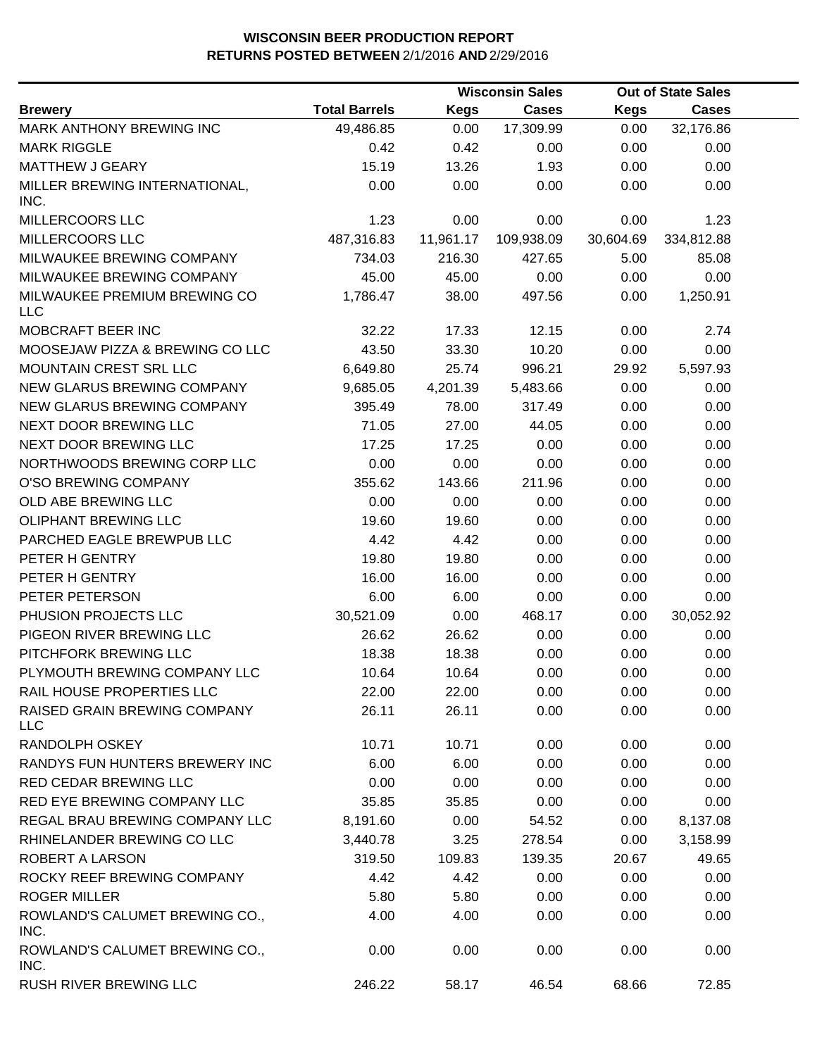**WISCONSIN BEER PRODUCTION REPORT**
**RETURNS POSTED BETWEEN** 2/1/2016 **AND** 2/29/2016

| | | Wisconsin Sales | | Out of State Sales | |
|---|---|---|---|---|---|
| **Brewery** | **Total Barrels** | **Kegs** | **Cases** | **Kegs** | **Cases** |
| MARK ANTHONY BREWING INC | 49,486.85 | 0.00 | 17,309.99 | 0.00 | 32,176.86 |
| MARK RIGGLE | 0.42 | 0.42 | 0.00 | 0.00 | 0.00 |
| MATTHEW J GEARY | 15.19 | 13.26 | 1.93 | 0.00 | 0.00 |
| MILLER BREWING INTERNATIONAL, INC. | 0.00 | 0.00 | 0.00 | 0.00 | 0.00 |
| MILLERCOORS LLC | 1.23 | 0.00 | 0.00 | 0.00 | 1.23 |
| MILLERCOORS LLC | 487,316.83 | 11,961.17 | 109,938.09 | 30,604.69 | 334,812.88 |
| MILWAUKEE BREWING COMPANY | 734.03 | 216.30 | 427.65 | 5.00 | 85.08 |
| MILWAUKEE BREWING COMPANY | 45.00 | 45.00 | 0.00 | 0.00 | 0.00 |
| MILWAUKEE PREMIUM BREWING CO LLC | 1,786.47 | 38.00 | 497.56 | 0.00 | 1,250.91 |
| MOBCRAFT BEER INC | 32.22 | 17.33 | 12.15 | 0.00 | 2.74 |
| MOOSEJAW PIZZA & BREWING CO LLC | 43.50 | 33.30 | 10.20 | 0.00 | 0.00 |
| MOUNTAIN CREST SRL LLC | 6,649.80 | 25.74 | 996.21 | 29.92 | 5,597.93 |
| NEW GLARUS BREWING COMPANY | 9,685.05 | 4,201.39 | 5,483.66 | 0.00 | 0.00 |
| NEW GLARUS BREWING COMPANY | 395.49 | 78.00 | 317.49 | 0.00 | 0.00 |
| NEXT DOOR BREWING LLC | 71.05 | 27.00 | 44.05 | 0.00 | 0.00 |
| NEXT DOOR BREWING LLC | 17.25 | 17.25 | 0.00 | 0.00 | 0.00 |
| NORTHWOODS BREWING CORP LLC | 0.00 | 0.00 | 0.00 | 0.00 | 0.00 |
| O'SO BREWING COMPANY | 355.62 | 143.66 | 211.96 | 0.00 | 0.00 |
| OLD ABE BREWING LLC | 0.00 | 0.00 | 0.00 | 0.00 | 0.00 |
| OLIPHANT BREWING LLC | 19.60 | 19.60 | 0.00 | 0.00 | 0.00 |
| PARCHED EAGLE BREWPUB LLC | 4.42 | 4.42 | 0.00 | 0.00 | 0.00 |
| PETER H GENTRY | 19.80 | 19.80 | 0.00 | 0.00 | 0.00 |
| PETER H GENTRY | 16.00 | 16.00 | 0.00 | 0.00 | 0.00 |
| PETER PETERSON | 6.00 | 6.00 | 0.00 | 0.00 | 0.00 |
| PHUSION PROJECTS LLC | 30,521.09 | 0.00 | 468.17 | 0.00 | 30,052.92 |
| PIGEON RIVER BREWING LLC | 26.62 | 26.62 | 0.00 | 0.00 | 0.00 |
| PITCHFORK BREWING LLC | 18.38 | 18.38 | 0.00 | 0.00 | 0.00 |
| PLYMOUTH BREWING COMPANY LLC | 10.64 | 10.64 | 0.00 | 0.00 | 0.00 |
| RAIL HOUSE PROPERTIES LLC | 22.00 | 22.00 | 0.00 | 0.00 | 0.00 |
| RAISED GRAIN BREWING COMPANY LLC | 26.11 | 26.11 | 0.00 | 0.00 | 0.00 |
| RANDOLPH OSKEY | 10.71 | 10.71 | 0.00 | 0.00 | 0.00 |
| RANDYS FUN HUNTERS BREWERY INC | 6.00 | 6.00 | 0.00 | 0.00 | 0.00 |
| RED CEDAR BREWING LLC | 0.00 | 0.00 | 0.00 | 0.00 | 0.00 |
| RED EYE BREWING COMPANY LLC | 35.85 | 35.85 | 0.00 | 0.00 | 0.00 |
| REGAL BRAU BREWING COMPANY LLC | 8,191.60 | 0.00 | 54.52 | 0.00 | 8,137.08 |
| RHINELANDER BREWING CO LLC | 3,440.78 | 3.25 | 278.54 | 0.00 | 3,158.99 |
| ROBERT A LARSON | 319.50 | 109.83 | 139.35 | 20.67 | 49.65 |
| ROCKY REEF BREWING COMPANY | 4.42 | 4.42 | 0.00 | 0.00 | 0.00 |
| ROGER MILLER | 5.80 | 5.80 | 0.00 | 0.00 | 0.00 |
| ROWLAND'S CALUMET BREWING CO., INC. | 4.00 | 4.00 | 0.00 | 0.00 | 0.00 |
| ROWLAND'S CALUMET BREWING CO., INC. | 0.00 | 0.00 | 0.00 | 0.00 | 0.00 |
| RUSH RIVER BREWING LLC | 246.22 | 58.17 | 46.54 | 68.66 | 72.85 |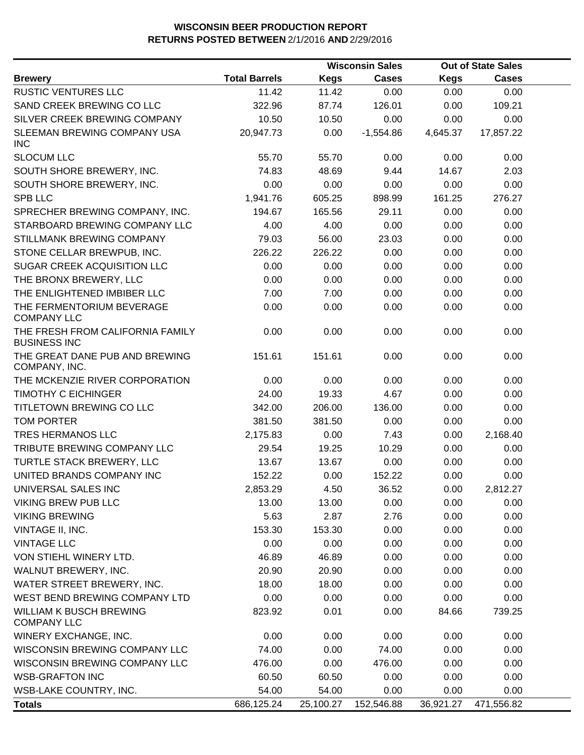**WISCONSIN BEER PRODUCTION REPORT**
**RETURNS POSTED BETWEEN** 2/1/2016 **AND** 2/29/2016

| | | Wisconsin Sales | | Out of State Sales | |
|---|---|---|---|---|---|
| **Brewery** | **Total Barrels** | **Kegs** | **Cases** | **Kegs** | **Cases** |
| RUSTIC VENTURES LLC | 11.42 | 11.42 | 0.00 | 0.00 | 0.00 |
| SAND CREEK BREWING CO LLC | 322.96 | 87.74 | 126.01 | 0.00 | 109.21 |
| SILVER CREEK BREWING COMPANY | 10.50 | 10.50 | 0.00 | 0.00 | 0.00 |
| SLEEMAN BREWING COMPANY USA INC | 20,947.73 | 0.00 | -1,554.86 | 4,645.37 | 17,857.22 |
| SLOCUM LLC | 55.70 | 55.70 | 0.00 | 0.00 | 0.00 |
| SOUTH SHORE BREWERY, INC. | 74.83 | 48.69 | 9.44 | 14.67 | 2.03 |
| SOUTH SHORE BREWERY, INC. | 0.00 | 0.00 | 0.00 | 0.00 | 0.00 |
| SPB LLC | 1,941.76 | 605.25 | 898.99 | 161.25 | 276.27 |
| SPRECHER BREWING COMPANY, INC. | 194.67 | 165.56 | 29.11 | 0.00 | 0.00 |
| STARBOARD BREWING COMPANY LLC | 4.00 | 4.00 | 0.00 | 0.00 | 0.00 |
| STILLMANK BREWING COMPANY | 79.03 | 56.00 | 23.03 | 0.00 | 0.00 |
| STONE CELLAR BREWPUB, INC. | 226.22 | 226.22 | 0.00 | 0.00 | 0.00 |
| SUGAR CREEK ACQUISITION LLC | 0.00 | 0.00 | 0.00 | 0.00 | 0.00 |
| THE BRONX BREWERY, LLC | 0.00 | 0.00 | 0.00 | 0.00 | 0.00 |
| THE ENLIGHTENED IMBIBER LLC | 7.00 | 7.00 | 0.00 | 0.00 | 0.00 |
| THE FERMENTORIUM BEVERAGE COMPANY LLC | 0.00 | 0.00 | 0.00 | 0.00 | 0.00 |
| THE FRESH FROM CALIFORNIA FAMILY BUSINESS INC | 0.00 | 0.00 | 0.00 | 0.00 | 0.00 |
| THE GREAT DANE PUB AND BREWING COMPANY, INC. | 151.61 | 151.61 | 0.00 | 0.00 | 0.00 |
| THE MCKENZIE RIVER CORPORATION | 0.00 | 0.00 | 0.00 | 0.00 | 0.00 |
| TIMOTHY C EICHINGER | 24.00 | 19.33 | 4.67 | 0.00 | 0.00 |
| TITLETOWN BREWING CO LLC | 342.00 | 206.00 | 136.00 | 0.00 | 0.00 |
| TOM PORTER | 381.50 | 381.50 | 0.00 | 0.00 | 0.00 |
| TRES HERMANOS LLC | 2,175.83 | 0.00 | 7.43 | 0.00 | 2,168.40 |
| TRIBUTE BREWING COMPANY LLC | 29.54 | 19.25 | 10.29 | 0.00 | 0.00 |
| TURTLE STACK BREWERY, LLC | 13.67 | 13.67 | 0.00 | 0.00 | 0.00 |
| UNITED BRANDS COMPANY INC | 152.22 | 0.00 | 152.22 | 0.00 | 0.00 |
| UNIVERSAL SALES INC | 2,853.29 | 4.50 | 36.52 | 0.00 | 2,812.27 |
| VIKING BREW PUB LLC | 13.00 | 13.00 | 0.00 | 0.00 | 0.00 |
| VIKING BREWING | 5.63 | 2.87 | 2.76 | 0.00 | 0.00 |
| VINTAGE II, INC. | 153.30 | 153.30 | 0.00 | 0.00 | 0.00 |
| VINTAGE LLC | 0.00 | 0.00 | 0.00 | 0.00 | 0.00 |
| VON STIEHL WINERY LTD. | 46.89 | 46.89 | 0.00 | 0.00 | 0.00 |
| WALNUT BREWERY, INC. | 20.90 | 20.90 | 0.00 | 0.00 | 0.00 |
| WATER STREET BREWERY, INC. | 18.00 | 18.00 | 0.00 | 0.00 | 0.00 |
| WEST BEND BREWING COMPANY LTD | 0.00 | 0.00 | 0.00 | 0.00 | 0.00 |
| WILLIAM K BUSCH BREWING COMPANY LLC | 823.92 | 0.01 | 0.00 | 84.66 | 739.25 |
| WINERY EXCHANGE, INC. | 0.00 | 0.00 | 0.00 | 0.00 | 0.00 |
| WISCONSIN BREWING COMPANY LLC | 74.00 | 0.00 | 74.00 | 0.00 | 0.00 |
| WISCONSIN BREWING COMPANY LLC | 476.00 | 0.00 | 476.00 | 0.00 | 0.00 |
| WSB-GRAFTON INC | 60.50 | 60.50 | 0.00 | 0.00 | 0.00 |
| WSB-LAKE COUNTRY, INC. | 54.00 | 54.00 | 0.00 | 0.00 | 0.00 |
| **Totals** | 686,125.24 | 25,100.27 | 152,546.88 | 36,921.27 | 471,556.82 |